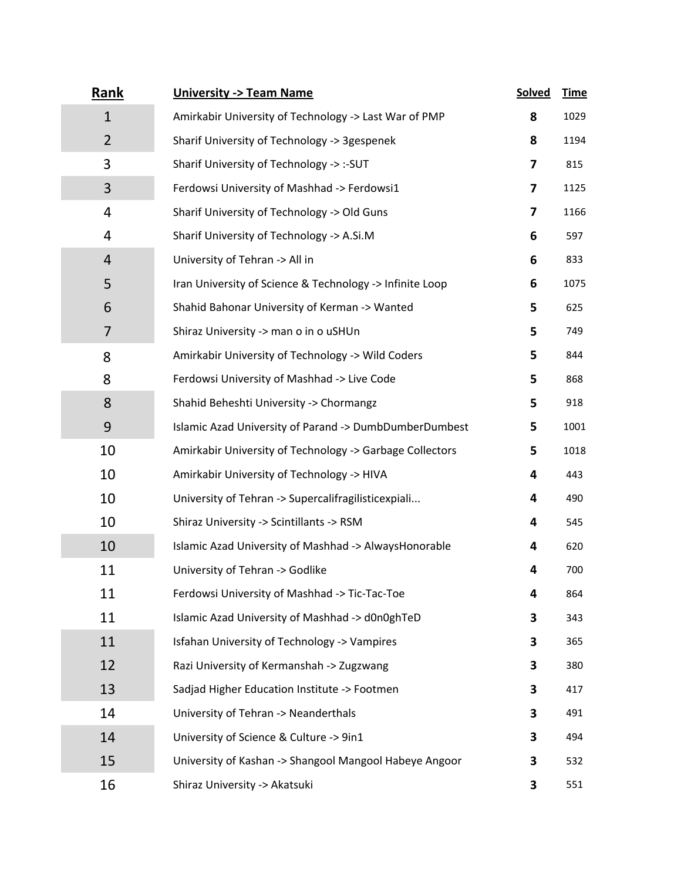| Rank | University -> Team Name | Solved | Time |
|---|---|---|---|
| 1 | Amirkabir University of Technology -> Last War of PMP | 8 | 1029 |
| 2 | Sharif University of Technology -> 3gespenek | 8 | 1194 |
| 3 | Sharif University of Technology -> :-SUT | 7 | 815 |
| 3 | Ferdowsi University of Mashhad -> Ferdowsi1 | 7 | 1125 |
| 4 | Sharif University of Technology -> Old Guns | 7 | 1166 |
| 4 | Sharif University of Technology -> A.Si.M | 6 | 597 |
| 4 | University of Tehran -> All in | 6 | 833 |
| 5 | Iran University of Science & Technology -> Infinite Loop | 6 | 1075 |
| 6 | Shahid Bahonar University of Kerman -> Wanted | 5 | 625 |
| 7 | Shiraz University -> man o in o uSHUn | 5 | 749 |
| 8 | Amirkabir University of Technology -> Wild Coders | 5 | 844 |
| 8 | Ferdowsi University of Mashhad -> Live Code | 5 | 868 |
| 8 | Shahid Beheshti University -> Chormangz | 5 | 918 |
| 9 | Islamic Azad University of Parand -> DumbDumberDumbest | 5 | 1001 |
| 10 | Amirkabir University of Technology -> Garbage Collectors | 5 | 1018 |
| 10 | Amirkabir University of Technology -> HIVA | 4 | 443 |
| 10 | University of Tehran -> Supercalifragilisticexpiali... | 4 | 490 |
| 10 | Shiraz University -> Scintillants -> RSM | 4 | 545 |
| 10 | Islamic Azad University of Mashhad -> AlwaysHonorable | 4 | 620 |
| 11 | University of Tehran -> Godlike | 4 | 700 |
| 11 | Ferdowsi University of Mashhad -> Tic-Tac-Toe | 4 | 864 |
| 11 | Islamic Azad University of Mashhad -> d0n0ghTeD | 3 | 343 |
| 11 | Isfahan University of Technology -> Vampires | 3 | 365 |
| 12 | Razi University of Kermanshah -> Zugzwang | 3 | 380 |
| 13 | Sadjad Higher Education Institute -> Footmen | 3 | 417 |
| 14 | University of Tehran -> Neanderthals | 3 | 491 |
| 14 | University of Science & Culture -> 9in1 | 3 | 494 |
| 15 | University of Kashan -> Shangool Mangool Habeye Angoor | 3 | 532 |
| 16 | Shiraz University -> Akatsuki | 3 | 551 |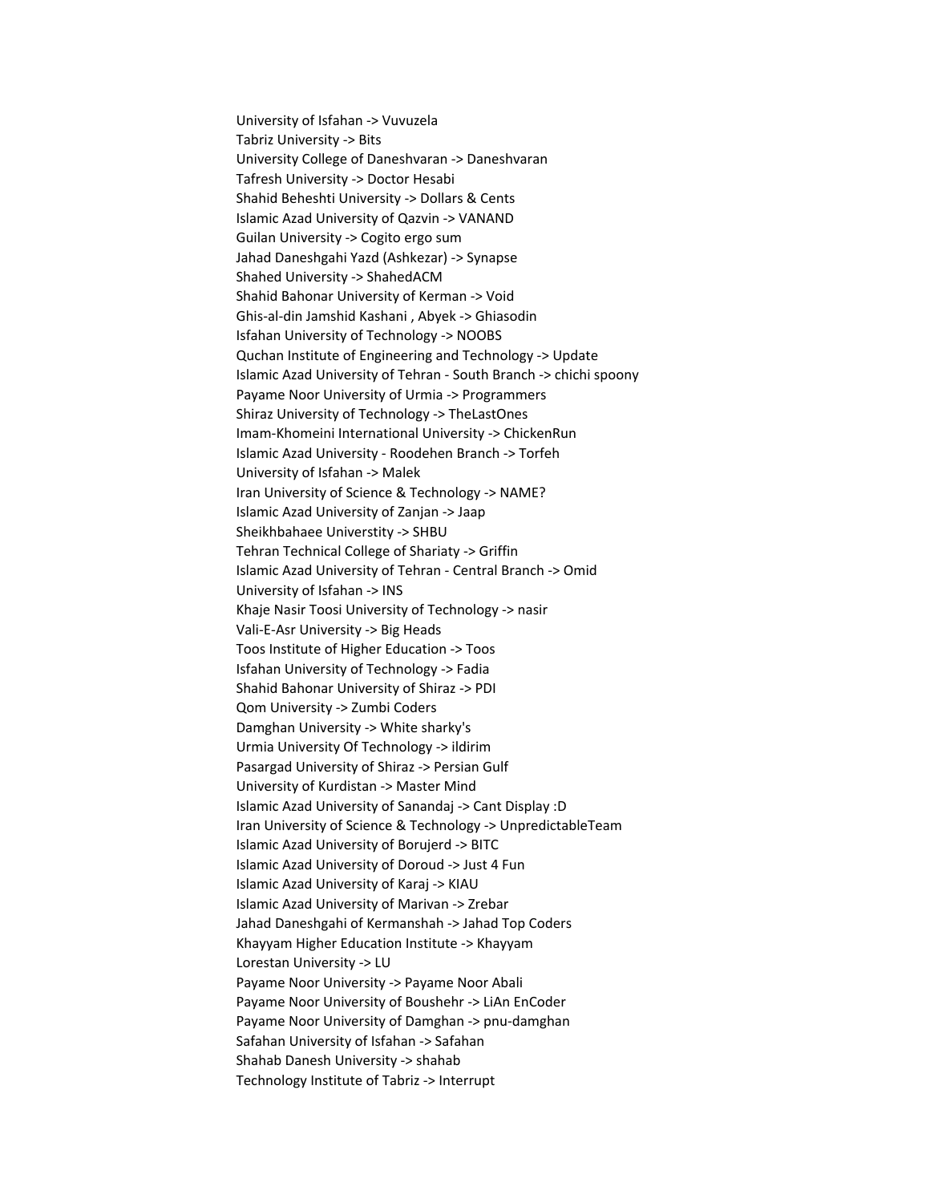University of Isfahan -> Vuvuzela
Tabriz University -> Bits
University College of Daneshvaran -> Daneshvaran
Tafresh University -> Doctor Hesabi
Shahid Beheshti University -> Dollars & Cents
Islamic Azad University of Qazvin -> VANAND
Guilan University -> Cogito ergo sum
Jahad Daneshgahi Yazd (Ashkezar) -> Synapse
Shahed University -> ShahedACM
Shahid Bahonar University of Kerman -> Void
Ghis-al-din Jamshid Kashani , Abyek -> Ghiasodin
Isfahan University of Technology -> NOOBS
Quchan Institute of Engineering and Technology -> Update
Islamic Azad University of Tehran - South Branch -> chichi spoony
Payame Noor University of Urmia -> Programmers
Shiraz University of Technology -> TheLastOnes
Imam-Khomeini International University -> ChickenRun
Islamic Azad University - Roodehen Branch -> Torfeh
University of Isfahan -> Malek
Iran University of Science & Technology -> NAME?
Islamic Azad University of Zanjan -> Jaap
Sheikhbahaee Universtity -> SHBU
Tehran Technical College of Shariaty -> Griffin
Islamic Azad University of Tehran - Central Branch -> Omid
University of Isfahan -> INS
Khaje Nasir Toosi University of Technology -> nasir
Vali-E-Asr University -> Big Heads
Toos Institute of Higher Education -> Toos
Isfahan University of Technology -> Fadia
Shahid Bahonar University of Shiraz -> PDI
Qom University -> Zumbi Coders
Damghan University -> White sharky's
Urmia University Of Technology -> ildirim
Pasargad University of Shiraz -> Persian Gulf
University of Kurdistan -> Master Mind
Islamic Azad University of Sanandaj -> Cant Display :D
Iran University of Science & Technology -> UnpredictableTeam
Islamic Azad University of Borujerd -> BITC
Islamic Azad University of Doroud -> Just 4 Fun
Islamic Azad University of Karaj -> KIAU
Islamic Azad University of Marivan -> Zrebar
Jahad Daneshgahi of Kermanshah -> Jahad Top Coders
Khayyam Higher Education Institute -> Khayyam
Lorestan University -> LU
Payame Noor University -> Payame Noor Abali
Payame Noor University of Boushehr -> LiAn EnCoder
Payame Noor University of Damghan -> pnu-damghan
Safahan University of Isfahan -> Safahan
Shahab Danesh University -> shahab
Technology Institute of Tabriz -> Interrupt